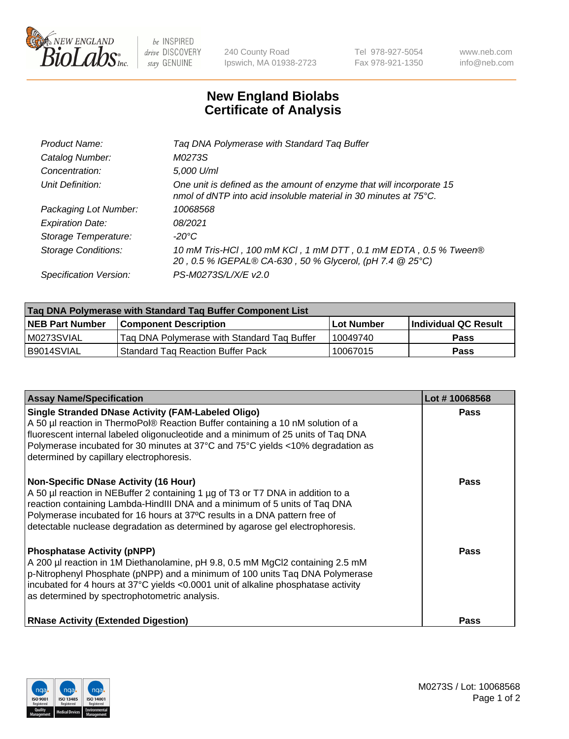# New England Biolabs
## Certificate of Analysis

| | |
|---|---|
| *Product Name:* | *Taq DNA Polymerase with Standard Taq Buffer* |
| *Catalog Number:* | *M0273S* |
| *Concentration:* | *5,000 U/ml* |
| *Unit Definition:* | *One unit is defined as the amount of enzyme that will incorporate 15 nmol of dNTP into acid insoluble material in 30 minutes at 75°C.* |
| *Packaging Lot Number:* | *10068568* |
| *Expiration Date:* | *08/2021* |
| *Storage Temperature:* | *-20°C* |
| *Storage Conditions:* | *10 mM Tris-HCl , 100 mM KCl , 1 mM DTT , 0.1 mM EDTA , 0.5 % Tween® 20 , 0.5 % IGEPAL® CA-630 , 50 % Glycerol, (pH 7.4 @ 25°C)* |
| *Specification Version:* | *PS-M0273S/L/X/E v2.0* |

| Taq DNA Polymerase with Standard Taq Buffer Component List | | | |
|---|---|---|---|
| **NEB Part Number** | **Component Description** | **Lot Number** | **Individual QC Result** |
| M0273SVIAL | Taq DNA Polymerase with Standard Taq Buffer | 10049740 | **Pass** |
| B9014SVIAL | Standard Taq Reaction Buffer Pack | 10067015 | **Pass** |

| Assay Name/Specification | Lot # 10068568 |
|---|---|
| **Single Stranded DNase Activity (FAM-Labeled Oligo)** A 50 µl reaction in ThermoPol® Reaction Buffer containing a 10 nM solution of a fluorescent internal labeled oligonucleotide and a minimum of 25 units of Taq DNA Polymerase incubated for 30 minutes at 37°C and 75°C yields <10% degradation as determined by capillary electrophoresis. | **Pass** |
| **Non-Specific DNase Activity (16 Hour)** A 50 µl reaction in NEBuffer 2 containing 1 µg of T3 or T7 DNA in addition to a reaction containing Lambda-HindIII DNA and a minimum of 5 units of Taq DNA Polymerase incubated for 16 hours at 37ºC results in a DNA pattern free of detectable nuclease degradation as determined by agarose gel electrophoresis. | **Pass** |
| **Phosphatase Activity (pNPP)** A 200 µl reaction in 1M Diethanolamine, pH 9.8, 0.5 mM $MgCl_2$ containing 2.5 mM p-Nitrophenyl Phosphate (pNPP) and a minimum of 100 units Taq DNA Polymerase incubated for 4 hours at 37°C yields <0.0001 unit of alkaline phosphatase activity as determined by spectrophotometric analysis. | **Pass** |
| **RNase Activity (Extended Digestion)** | **Pass** |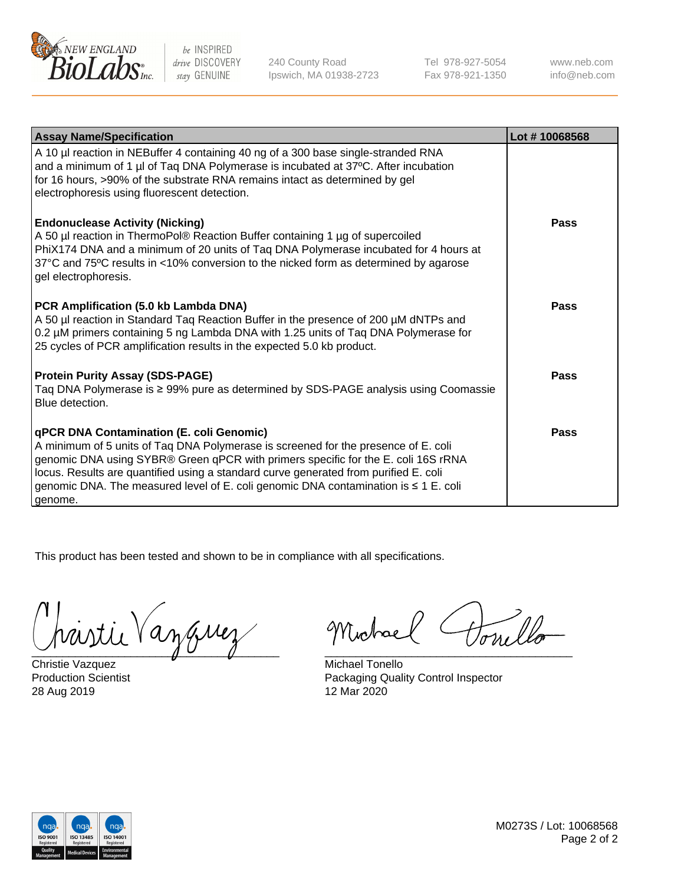| Assay Name/Specification | Lot # 10068568 |
|---|---|
| A 10 µl reaction in NEBuffer 4 containing 40 ng of a 300 base single-stranded RNA and a minimum of 1 µl of Taq DNA Polymerase is incubated at 37ºC. After incubation for 16 hours, >90% of the substrate RNA remains intact as determined by gel electrophoresis using fluorescent detection. | |
| **Endonuclease Activity (Nicking)**<br>A 50 µl reaction in ThermoPol® Reaction Buffer containing 1 µg of supercoiled PhiX174 DNA and a minimum of 20 units of Taq DNA Polymerase incubated for 4 hours at 37°C and 75ºC results in <10% conversion to the nicked form as determined by agarose gel electrophoresis. | **Pass** |
| **PCR Amplification (5.0 kb Lambda DNA)**<br>A 50 µl reaction in Standard Taq Reaction Buffer in the presence of 200 µM dNTPs and 0.2 µM primers containing 5 ng Lambda DNA with 1.25 units of Taq DNA Polymerase for 25 cycles of PCR amplification results in the expected 5.0 kb product. | **Pass** |
| **Protein Purity Assay (SDS-PAGE)**<br>Taq DNA Polymerase is ≥ 99% pure as determined by SDS-PAGE analysis using Coomassie Blue detection. | **Pass** |
| **qPCR DNA Contamination (E. coli Genomic)**<br>A minimum of 5 units of Taq DNA Polymerase is screened for the presence of E. coli genomic DNA using SYBR® Green qPCR with primers specific for the E. coli 16S rRNA locus. Results are quantified using a standard curve generated from purified E. coli genomic DNA. The measured level of E. coli genomic DNA contamination is ≤ 1 E. coli genome. | **Pass** |

This product has been tested and shown to be in compliance with all specifications.

Christie Vazquez
Production Scientist
28 Aug 2019

Michael Tonello
Packaging Quality Control Inspector
12 Mar 2020

M0273S / Lot: 10068568